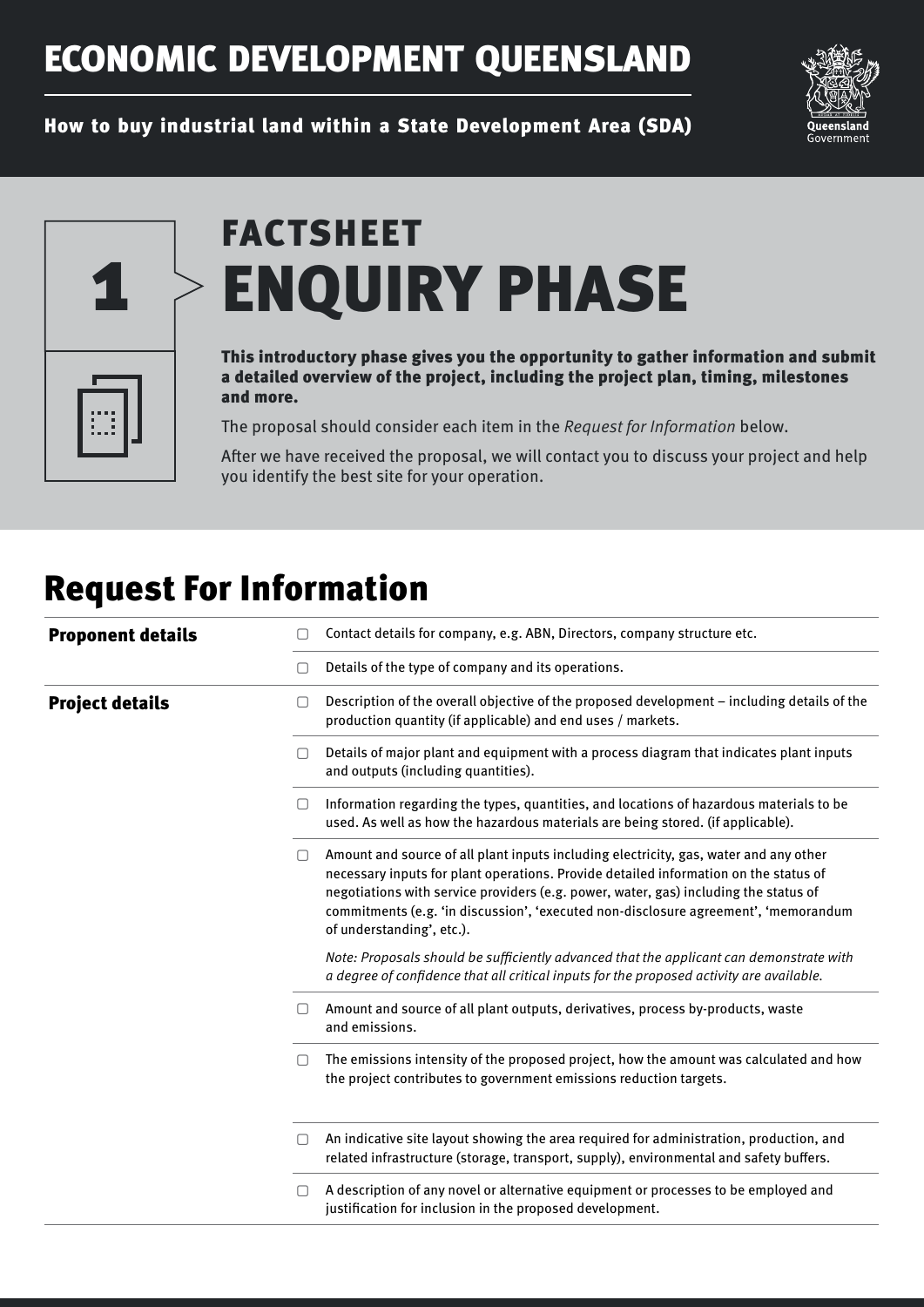# ECONOMIC DEVELOPMENT QUEENSLAND

**How to buy industrial land within a State Development Area (SDA)**

## 1 FACTSHEET ENQUIRY PHASE

**This introductory phase gives you the opportunity to gather information and submit a detailed overview of the project, including the project plan, timing, milestones and more.**

The proposal should consider each item in the *Request for Information* below.

After we have received the proposal, we will contact you to discuss your project and help you identify the best site for your operation.

## Request For Information

| | |
|---|---|
| **Proponent details** | ☐ Contact details for company, e.g. ABN, Directors, company structure etc. |
| | ☐ Details of the type of company and its operations. |
| **Project details** | ☐ Description of the overall objective of the proposed development – including details of the production quantity (if applicable) and end uses / markets. |
| | ☐ Details of major plant and equipment with a process diagram that indicates plant inputs and outputs (including quantities). |
| | ☐ Information regarding the types, quantities, and locations of hazardous materials to be used. As well as how the hazardous materials are being stored. (if applicable). |
| | ☐ Amount and source of all plant inputs including electricity, gas, water and any other necessary inputs for plant operations. Provide detailed information on the status of negotiations with service providers (e.g. power, water, gas) including the status of commitments (e.g. 'in discussion', 'executed non-disclosure agreement', 'memorandum of understanding', etc.).<br><br>*Note: Proposals should be sufficiently advanced that the applicant can demonstrate with a degree of confidence that all critical inputs for the proposed activity are available.* |
| | ☐ Amount and source of all plant outputs, derivatives, process by-products, waste and emissions. |
| | ☐ The emissions intensity of the proposed project, how the amount was calculated and how the project contributes to government emissions reduction targets. |
| | ☐ An indicative site layout showing the area required for administration, production, and related infrastructure (storage, transport, supply), environmental and safety buffers. |
| | ☐ A description of any novel or alternative equipment or processes to be employed and justification for inclusion in the proposed development. |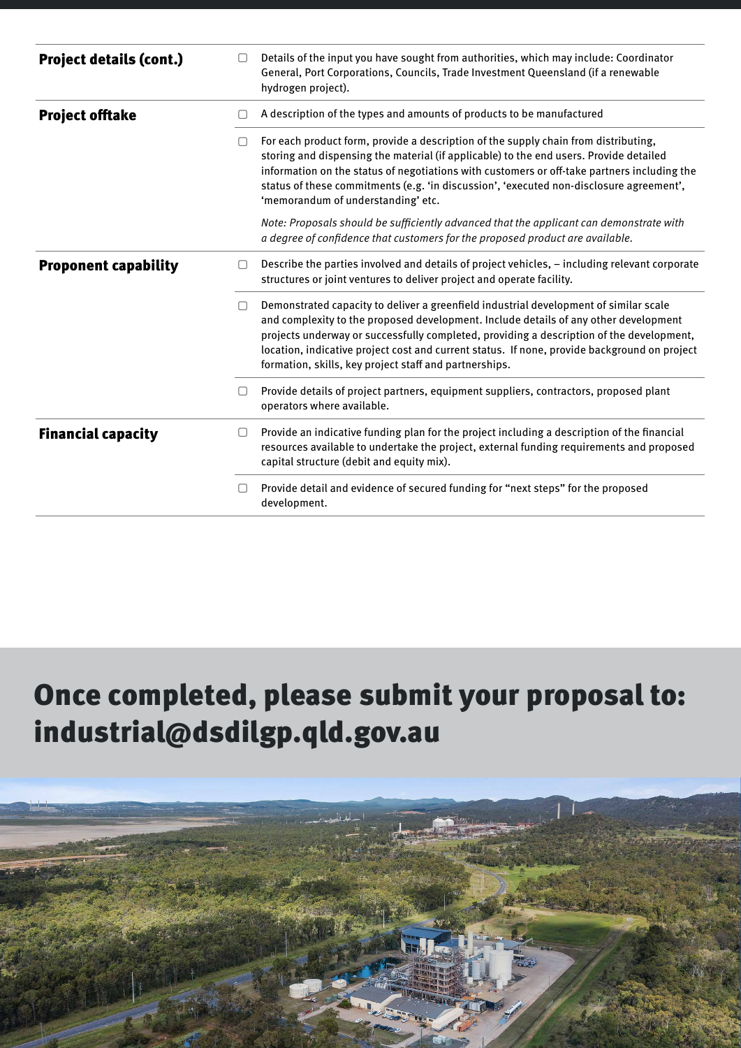| | | |
|---|---|---|
| **Project details (cont.)** | ▢ | Details of the input you have sought from authorities, which may include: Coordinator General, Port Corporations, Councils, Trade Investment Queensland (if a renewable hydrogen project). |
| **Project offtake** | ▢ | A description of the types and amounts of products to be manufactured |
| | ▢ | For each product form, provide a description of the supply chain from distributing, storing and dispensing the material (if applicable) to the end users. Provide detailed information on the status of negotiations with customers or off-take partners including the status of these commitments (e.g. 'in discussion', 'executed non-disclosure agreement', 'memorandum of understanding' etc.<br><br>*Note: Proposals should be sufficiently advanced that the applicant can demonstrate with a degree of confidence that customers for the proposed product are available.* |
| **Proponent capability** | ▢ | Describe the parties involved and details of project vehicles, – including relevant corporate structures or joint ventures to deliver project and operate facility. |
| | ▢ | Demonstrated capacity to deliver a greenfield industrial development of similar scale and complexity to the proposed development. Include details of any other development projects underway or successfully completed, providing a description of the development, location, indicative project cost and current status. If none, provide background on project formation, skills, key project staff and partnerships. |
| | ▢ | Provide details of project partners, equipment suppliers, contractors, proposed plant operators where available. |
| **Financial capacity** | ▢ | Provide an indicative funding plan for the project including a description of the financial resources available to undertake the project, external funding requirements and proposed capital structure (debit and equity mix). |
| | ▢ | Provide detail and evidence of secured funding for "next steps" for the proposed development. |

# Once completed, please submit your proposal to: industrial@dsdilgp.qld.gov.au